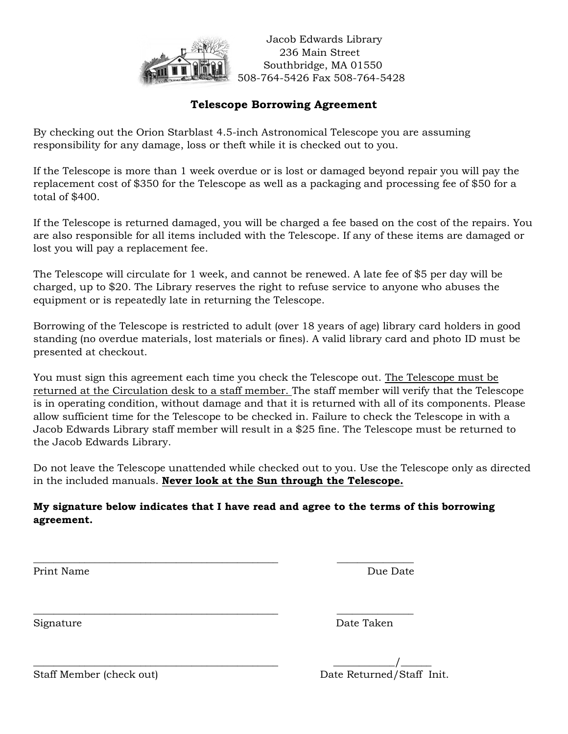Jacob Edwards Library
236 Main Street
Southbridge, MA 01550
508-764-5426 Fax 508-764-5428

## Telescope Borrowing Agreement

By checking out the Orion Starblast 4.5-inch Astronomical Telescope you are assuming responsibility for any damage, loss or theft while it is checked out to you.

If the Telescope is more than 1 week overdue or is lost or damaged beyond repair you will pay the replacement cost of $350 for the Telescope as well as a packaging and processing fee of $50 for a total of $400.

If the Telescope is returned damaged, you will be charged a fee based on the cost of the repairs. You are also responsible for all items included with the Telescope. If any of these items are damaged or lost you will pay a replacement fee.

The Telescope will circulate for 1 week, and cannot be renewed. A late fee of $5 per day will be charged, up to $20. The Library reserves the right to refuse service to anyone who abuses the equipment or is repeatedly late in returning the Telescope.

Borrowing of the Telescope is restricted to adult (over 18 years of age) library card holders in good standing (no overdue materials, lost materials or fines). A valid library card and photo ID must be presented at checkout.

You must sign this agreement each time you check the Telescope out. <u>The Telescope must be returned at the Circulation desk to a staff member.</u> The staff member will verify that the Telescope is in operating condition, without damage and that it is returned with all of its components. Please allow sufficient time for the Telescope to be checked in. Failure to check the Telescope in with a Jacob Edwards Library staff member will result in a $25 fine. The Telescope must be returned to the Jacob Edwards Library.

Do not leave the Telescope unattended while checked out to you. Use the Telescope only as directed in the included manuals. **<u>Never look at the Sun through the Telescope.</u>**

**My signature below indicates that I have read and agree to the terms of this borrowing agreement.**

______________________________________________ ______________
Print Name Due Date

______________________________________________ ______________
Signature Date Taken

______________________________________________ ___________/______
Staff Member (check out) Date Returned/Staff Init.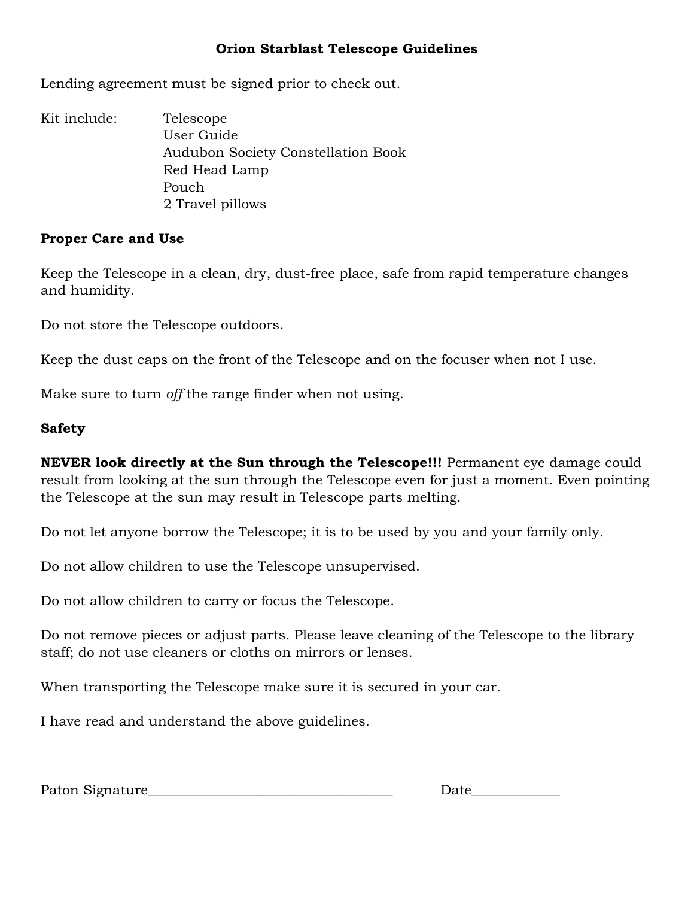**Orion Starblast Telescope Guidelines**

Lending agreement must be signed prior to check out.

Kit include:
- Telescope
- User Guide
- Audubon Society Constellation Book
- Red Head Lamp
- Pouch
- 2 Travel pillows

**Proper Care and Use**

Keep the Telescope in a clean, dry, dust-free place, safe from rapid temperature changes and humidity.

Do not store the Telescope outdoors.

Keep the dust caps on the front of the Telescope and on the focuser when not I use.

Make sure to turn *off* the range finder when not using.

**Safety**

**NEVER look directly at the Sun through the Telescope!!!** Permanent eye damage could result from looking at the sun through the Telescope even for just a moment. Even pointing the Telescope at the sun may result in Telescope parts melting.

Do not let anyone borrow the Telescope; it is to be used by you and your family only.

Do not allow children to use the Telescope unsupervised.

Do not allow children to carry or focus the Telescope.

Do not remove pieces or adjust parts. Please leave cleaning of the Telescope to the library staff; do not use cleaners or cloths on mirrors or lenses.

When transporting the Telescope make sure it is secured in your car.

I have read and understand the above guidelines.

Paton Signature___________________________________ Date____________